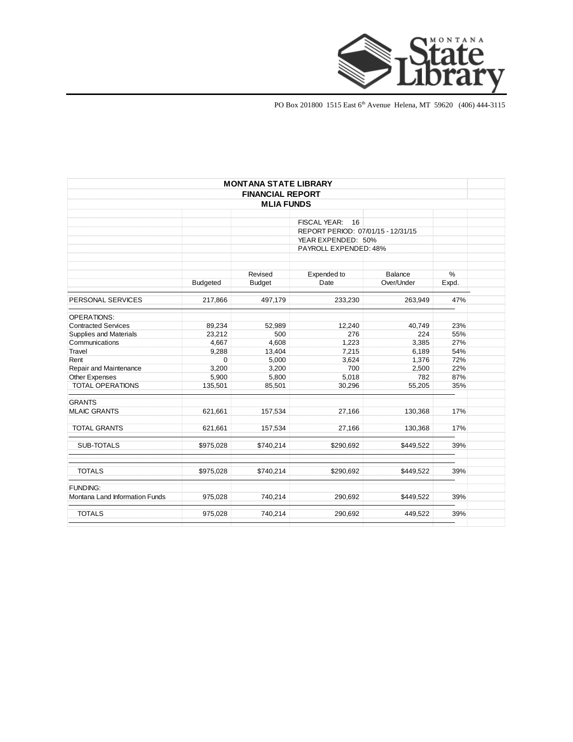PO Box 201800 1515 East 6th Avenue Helena, MT 59620 (406) 444-3115

# MONTANA STATE LIBRARY
## FINANCIAL REPORT
## MLIA FUNDS

FISCAL YEAR: 16
REPORT PERIOD: 07/01/15 - 12/31/15
YEAR EXPENDED: 50%
PAYROLL EXPENDED: 48%

| | Budgeted | Revised Budget | Expended to Date | Balance Over/Under | % Expd. |
|---|---|---|---|---|---|
| PERSONAL SERVICES | 217,866 | 497,179 | 233,230 | 263,949 | 47% |
| OPERATIONS: | | | | | |
| Contracted Services | 89,234 | 52,989 | 12,240 | 40,749 | 23% |
| Supplies and Materials | 23,212 | 500 | 276 | 224 | 55% |
| Communications | 4,667 | 4,608 | 1,223 | 3,385 | 27% |
| Travel | 9,288 | 13,404 | 7,215 | 6,189 | 54% |
| Rent | 0 | 5,000 | 3,624 | 1,376 | 72% |
| Repair and Maintenance | 3,200 | 3,200 | 700 | 2,500 | 22% |
| Other Expenses | 5,900 | 5,800 | 5,018 | 782 | 87% |
| TOTAL OPERATIONS | 135,501 | 85,501 | 30,296 | 55,205 | 35% |
| GRANTS | | | | | |
| MLAIC GRANTS | 621,661 | 157,534 | 27,166 | 130,368 | 17% |
| TOTAL GRANTS | 621,661 | 157,534 | 27,166 | 130,368 | 17% |
| SUB-TOTALS | $975,028 | $740,214 | $290,692 | $449,522 | 39% |
| TOTALS | $975,028 | $740,214 | $290,692 | $449,522 | 39% |
| FUNDING: | | | | | |
| Montana Land Information Funds | 975,028 | 740,214 | 290,692 | $449,522 | 39% |
| TOTALS | 975,028 | 740,214 | 290,692 | 449,522 | 39% |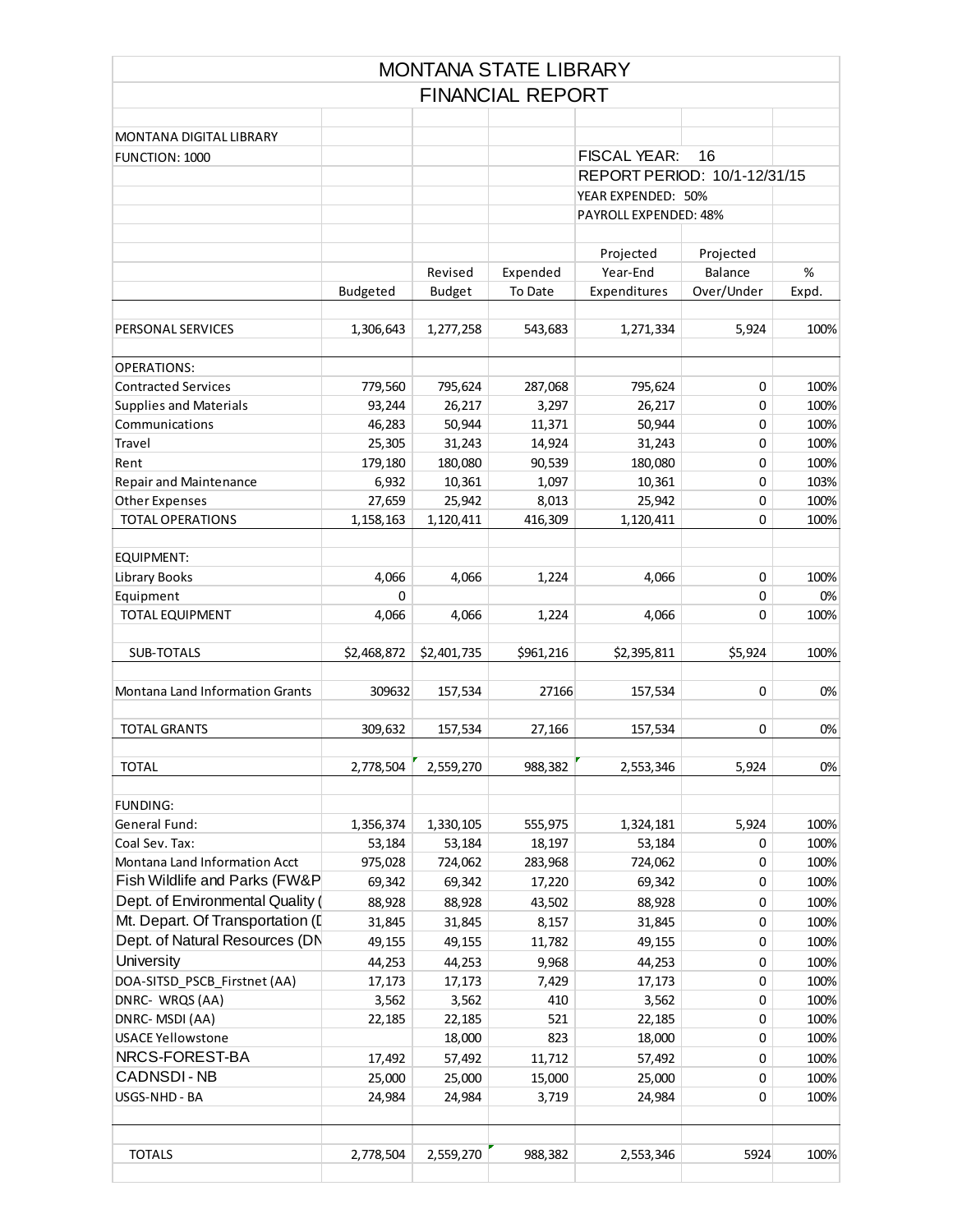# MONTANA STATE LIBRARY

## FINANCIAL REPORT

| | | | | | | |
|---|---|---|---|---|---|---|
| MONTANA DIGITAL LIBRARY | | | | | | |
| FUNCTION: 1000 | | | | FISCAL YEAR: 16 | | |
| | | | | REPORT PERIOD: 10/1-12/31/15 | | |
| | | | | YEAR EXPENDED: 50% | | |
| | | | | PAYROLL EXPENDED: 48% | | |
| | Budgeted | Revised Budget | Expended To Date | Projected Year-End Expenditures | Projected Balance Over/Under | % Expd. |
| PERSONAL SERVICES | 1,306,643 | 1,277,258 | 543,683 | 1,271,334 | 5,924 | 100% |
| OPERATIONS: | | | | | | |
| Contracted Services | 779,560 | 795,624 | 287,068 | 795,624 | 0 | 100% |
| Supplies and Materials | 93,244 | 26,217 | 3,297 | 26,217 | 0 | 100% |
| Communications | 46,283 | 50,944 | 11,371 | 50,944 | 0 | 100% |
| Travel | 25,305 | 31,243 | 14,924 | 31,243 | 0 | 100% |
| Rent | 179,180 | 180,080 | 90,539 | 180,080 | 0 | 100% |
| Repair and Maintenance | 6,932 | 10,361 | 1,097 | 10,361 | 0 | 103% |
| Other Expenses | 27,659 | 25,942 | 8,013 | 25,942 | 0 | 100% |
| TOTAL OPERATIONS | 1,158,163 | 1,120,411 | 416,309 | 1,120,411 | 0 | 100% |
| EQUIPMENT: | | | | | | |
| Library Books | 4,066 | 4,066 | 1,224 | 4,066 | 0 | 100% |
| Equipment | 0 | | | | 0 | 0% |
| TOTAL EQUIPMENT | 4,066 | 4,066 | 1,224 | 4,066 | 0 | 100% |
| SUB-TOTALS | $2,468,872 | $2,401,735 | $961,216 | $2,395,811 | $5,924 | 100% |
| Montana Land Information Grants | 309632 | 157,534 | 27166 | 157,534 | 0 | 0% |
| TOTAL GRANTS | 309,632 | 157,534 | 27,166 | 157,534 | 0 | 0% |
| TOTAL | 2,778,504 | 2,559,270 | 988,382 | 2,553,346 | 5,924 | 0% |
| FUNDING: | | | | | | |
| General Fund: | 1,356,374 | 1,330,105 | 555,975 | 1,324,181 | 5,924 | 100% |
| Coal Sev. Tax: | 53,184 | 53,184 | 18,197 | 53,184 | 0 | 100% |
| Montana Land Information Acct | 975,028 | 724,062 | 283,968 | 724,062 | 0 | 100% |
| Fish Wildlife and Parks (FW&P | 69,342 | 69,342 | 17,220 | 69,342 | 0 | 100% |
| Dept. of Environmental Quality ( | 88,928 | 88,928 | 43,502 | 88,928 | 0 | 100% |
| Mt. Depart. Of Transportation (D | 31,845 | 31,845 | 8,157 | 31,845 | 0 | 100% |
| Dept. of Natural Resources (DN | 49,155 | 49,155 | 11,782 | 49,155 | 0 | 100% |
| University | 44,253 | 44,253 | 9,968 | 44,253 | 0 | 100% |
| DOA-SITSD_PSCB_Firstnet (AA) | 17,173 | 17,173 | 7,429 | 17,173 | 0 | 100% |
| DNRC- WRQS (AA) | 3,562 | 3,562 | 410 | 3,562 | 0 | 100% |
| DNRC- MSDI (AA) | 22,185 | 22,185 | 521 | 22,185 | 0 | 100% |
| USACE Yellowstone | | 18,000 | 823 | 18,000 | 0 | 100% |
| NRCS-FOREST-BA | 17,492 | 57,492 | 11,712 | 57,492 | 0 | 100% |
| CADNSDI - NB | 25,000 | 25,000 | 15,000 | 25,000 | 0 | 100% |
| USGS-NHD - BA | 24,984 | 24,984 | 3,719 | 24,984 | 0 | 100% |
| TOTALS | 2,778,504 | 2,559,270 | 988,382 | 2,553,346 | 5924 | 100% |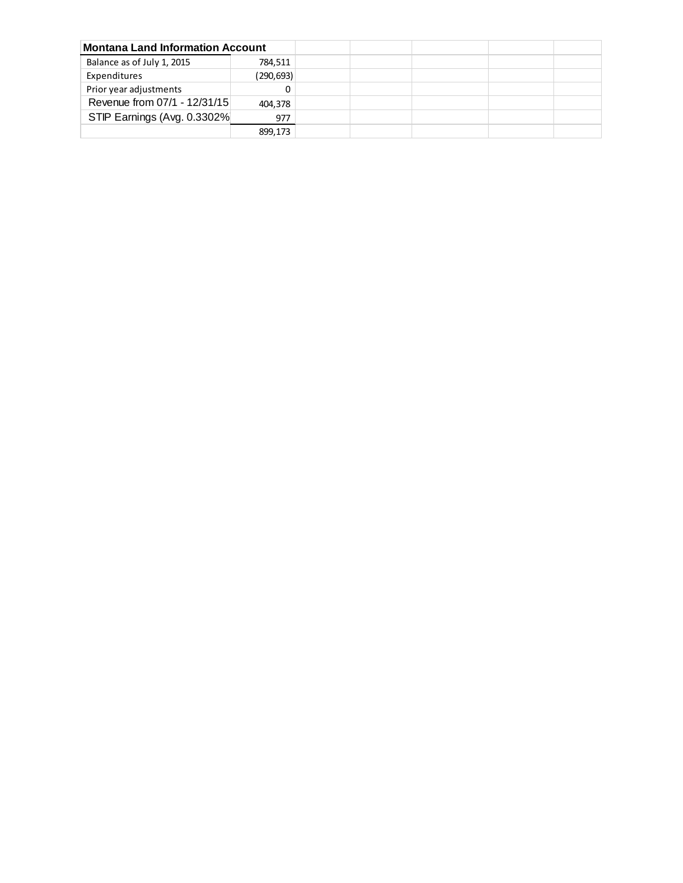| Montana Land Information Account | |
|---|---|
| Balance as of July 1, 2015 | 784,511 |
| Expenditures | (290,693) |
| Prior year adjustments | 0 |
| Revenue from 07/1 - 12/31/15 | 404,378 |
| STIP Earnings (Avg. 0.3302% | 977 |
| | 899,173 |